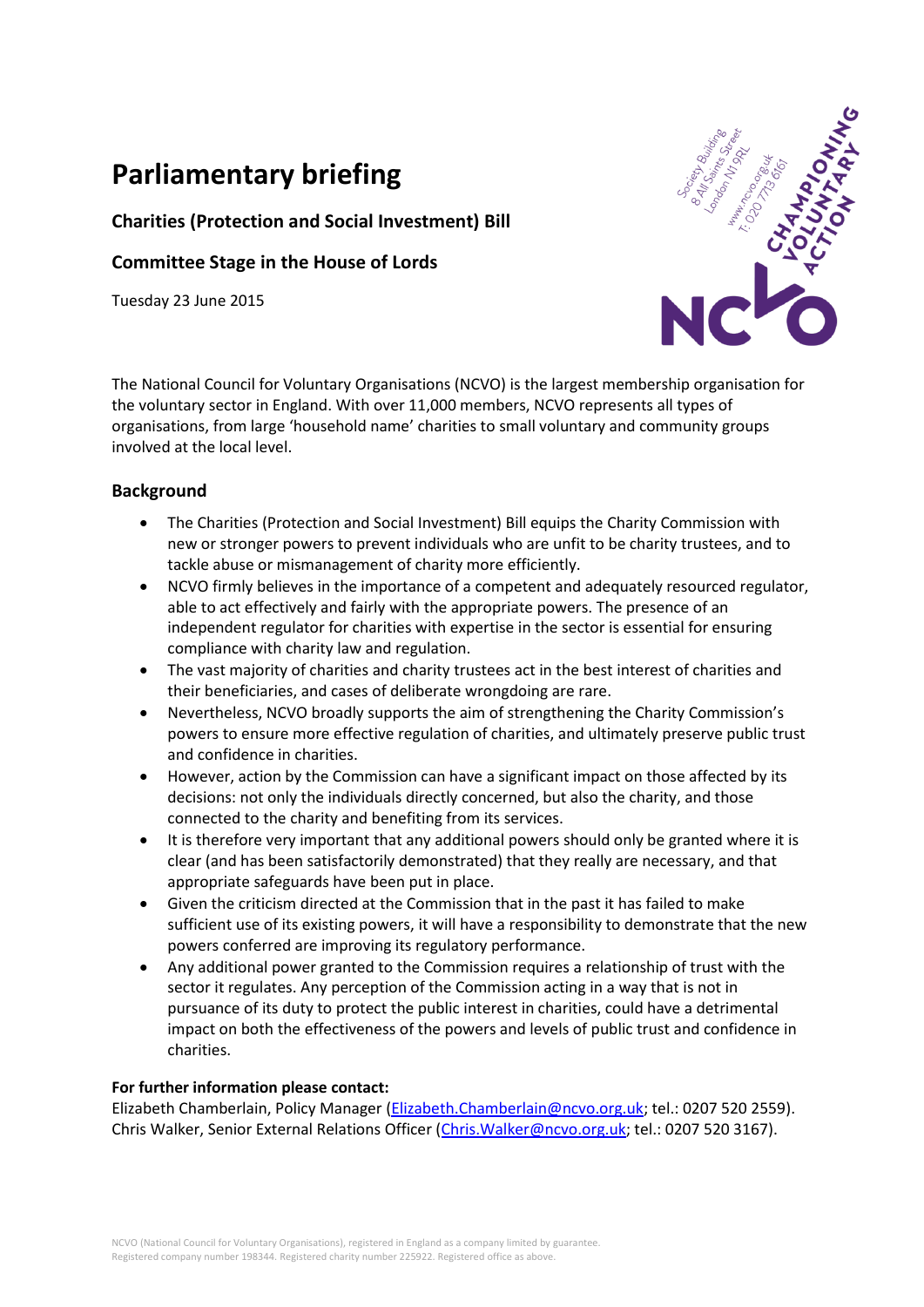# Parliamentary briefing

### Charities (Protection and Social Investment) Bill

### Committee Stage in the House of Lords

Tuesday 23 June 2015

Society Building
8 All Saints Street
London N1 9RL
www.ncvo.org.uk
T: 020 7713 6161

CHAMPIONING VOLUNTARY ACTION

NCVO

The National Council for Voluntary Organisations (NCVO) is the largest membership organisation for the voluntary sector in England. With over 11,000 members, NCVO represents all types of organisations, from large 'household name' charities to small voluntary and community groups involved at the local level.

## Background

- The Charities (Protection and Social Investment) Bill equips the Charity Commission with new or stronger powers to prevent individuals who are unfit to be charity trustees, and to tackle abuse or mismanagement of charity more efficiently.
- NCVO firmly believes in the importance of a competent and adequately resourced regulator, able to act effectively and fairly with the appropriate powers. The presence of an independent regulator for charities with expertise in the sector is essential for ensuring compliance with charity law and regulation.
- The vast majority of charities and charity trustees act in the best interest of charities and their beneficiaries, and cases of deliberate wrongdoing are rare.
- Nevertheless, NCVO broadly supports the aim of strengthening the Charity Commission's powers to ensure more effective regulation of charities, and ultimately preserve public trust and confidence in charities.
- However, action by the Commission can have a significant impact on those affected by its decisions: not only the individuals directly concerned, but also the charity, and those connected to the charity and benefiting from its services.
- It is therefore very important that any additional powers should only be granted where it is clear (and has been satisfactorily demonstrated) that they really are necessary, and that appropriate safeguards have been put in place.
- Given the criticism directed at the Commission that in the past it has failed to make sufficient use of its existing powers, it will have a responsibility to demonstrate that the new powers conferred are improving its regulatory performance.
- Any additional power granted to the Commission requires a relationship of trust with the sector it regulates. Any perception of the Commission acting in a way that is not in pursuance of its duty to protect the public interest in charities, could have a detrimental impact on both the effectiveness of the powers and levels of public trust and confidence in charities.

**For further information please contact:**
Elizabeth Chamberlain, Policy Manager (Elizabeth.Chamberlain@ncvo.org.uk; tel.: 0207 520 2559).
Chris Walker, Senior External Relations Officer (Chris.Walker@ncvo.org.uk; tel.: 0207 520 3167).

NCVO (National Council for Voluntary Organisations), registered in England as a company limited by guarantee.
Registered company number 198344. Registered charity number 225922. Registered office as above.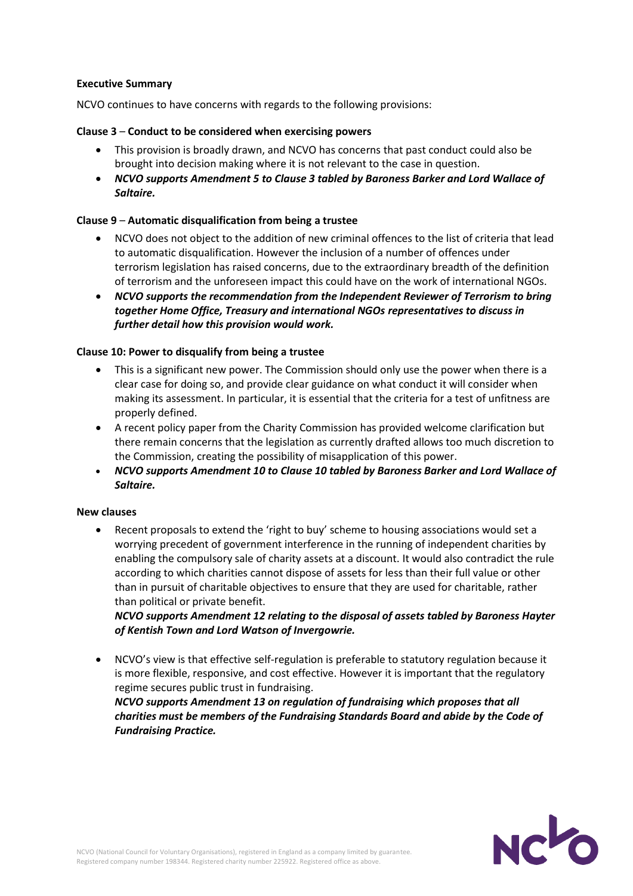**Executive Summary**

NCVO continues to have concerns with regards to the following provisions:

**Clause 3 – Conduct to be considered when exercising powers**

- This provision is broadly drawn, and NCVO has concerns that past conduct could also be brought into decision making where it is not relevant to the case in question.
- ***NCVO supports Amendment 5 to Clause 3 tabled by Baroness Barker and Lord Wallace of Saltaire.***

**Clause 9 – Automatic disqualification from being a trustee**

- NCVO does not object to the addition of new criminal offences to the list of criteria that lead to automatic disqualification. However the inclusion of a number of offences under terrorism legislation has raised concerns, due to the extraordinary breadth of the definition of terrorism and the unforeseen impact this could have on the work of international NGOs.
- ***NCVO supports the recommendation from the Independent Reviewer of Terrorism to bring together Home Office, Treasury and international NGOs representatives to discuss in further detail how this provision would work.***

**Clause 10: Power to disqualify from being a trustee**

- This is a significant new power. The Commission should only use the power when there is a clear case for doing so, and provide clear guidance on what conduct it will consider when making its assessment. In particular, it is essential that the criteria for a test of unfitness are properly defined.
- A recent policy paper from the Charity Commission has provided welcome clarification but there remain concerns that the legislation as currently drafted allows too much discretion to the Commission, creating the possibility of misapplication of this power.
- ***NCVO supports Amendment 10 to Clause 10 tabled by Baroness Barker and Lord Wallace of Saltaire.***

**New clauses**

- Recent proposals to extend the 'right to buy' scheme to housing associations would set a worrying precedent of government interference in the running of independent charities by enabling the compulsory sale of charity assets at a discount. It would also contradict the rule according to which charities cannot dispose of assets for less than their full value or other than in pursuit of charitable objectives to ensure that they are used for charitable, rather than political or private benefit.
  ***NCVO supports Amendment 12 relating to the disposal of assets tabled by Baroness Hayter of Kentish Town and Lord Watson of Invergowrie.***

- NCVO's view is that effective self-regulation is preferable to statutory regulation because it is more flexible, responsive, and cost effective. However it is important that the regulatory regime secures public trust in fundraising.
  ***NCVO supports Amendment 13 on regulation of fundraising which proposes that all charities must be members of the Fundraising Standards Board and abide by the Code of Fundraising Practice.***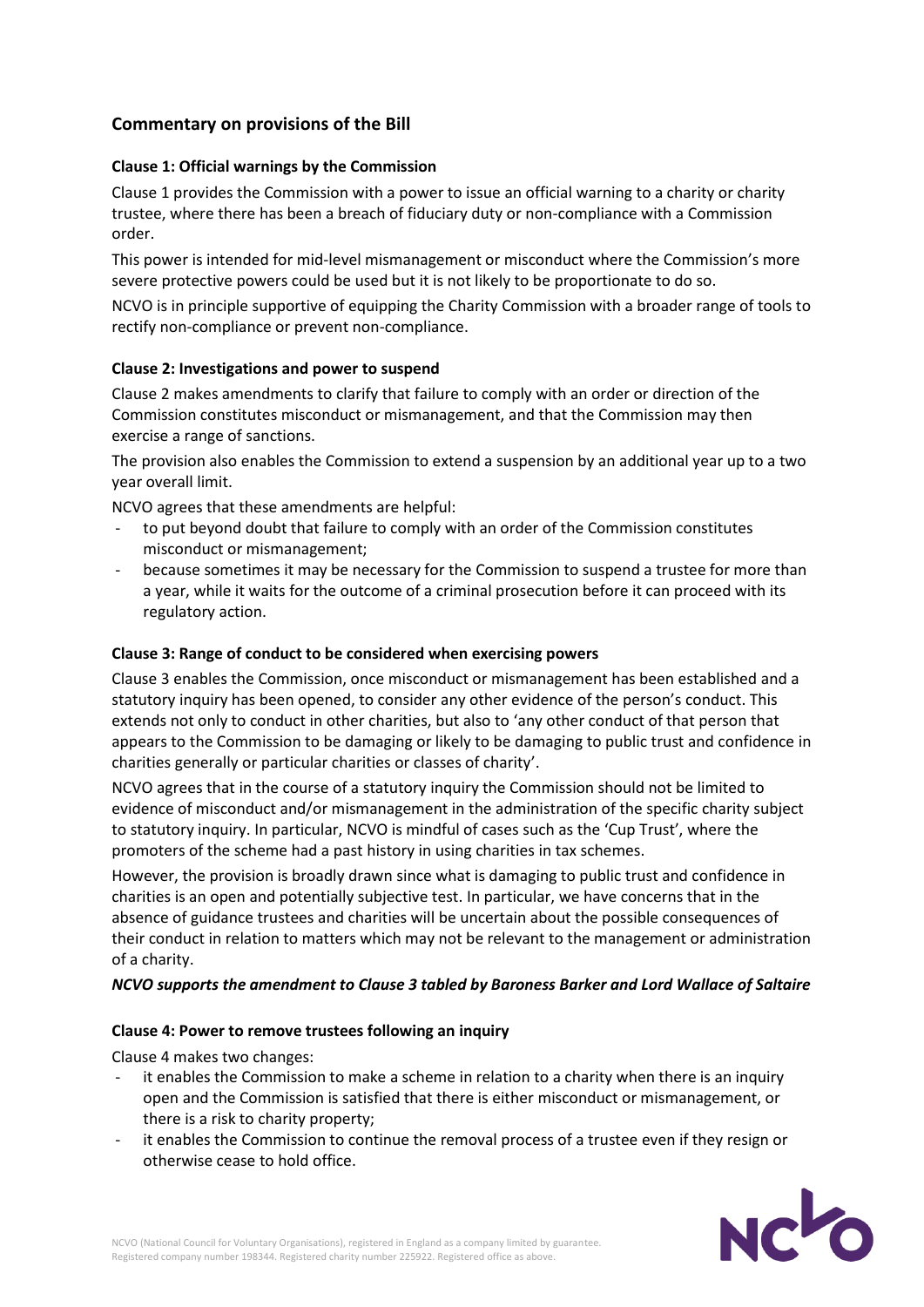## Commentary on provisions of the Bill

### Clause 1: Official warnings by the Commission

Clause 1 provides the Commission with a power to issue an official warning to a charity or charity trustee, where there has been a breach of fiduciary duty or non-compliance with a Commission order.

This power is intended for mid-level mismanagement or misconduct where the Commission's more severe protective powers could be used but it is not likely to be proportionate to do so.

NCVO is in principle supportive of equipping the Charity Commission with a broader range of tools to rectify non-compliance or prevent non-compliance.

### Clause 2: Investigations and power to suspend

Clause 2 makes amendments to clarify that failure to comply with an order or direction of the Commission constitutes misconduct or mismanagement, and that the Commission may then exercise a range of sanctions.

The provision also enables the Commission to extend a suspension by an additional year up to a two year overall limit.

NCVO agrees that these amendments are helpful:

- to put beyond doubt that failure to comply with an order of the Commission constitutes misconduct or mismanagement;
- because sometimes it may be necessary for the Commission to suspend a trustee for more than a year, while it waits for the outcome of a criminal prosecution before it can proceed with its regulatory action.

### Clause 3: Range of conduct to be considered when exercising powers

Clause 3 enables the Commission, once misconduct or mismanagement has been established and a statutory inquiry has been opened, to consider any other evidence of the person's conduct. This extends not only to conduct in other charities, but also to 'any other conduct of that person that appears to the Commission to be damaging or likely to be damaging to public trust and confidence in charities generally or particular charities or classes of charity'.

NCVO agrees that in the course of a statutory inquiry the Commission should not be limited to evidence of misconduct and/or mismanagement in the administration of the specific charity subject to statutory inquiry. In particular, NCVO is mindful of cases such as the 'Cup Trust', where the promoters of the scheme had a past history in using charities in tax schemes.

However, the provision is broadly drawn since what is damaging to public trust and confidence in charities is an open and potentially subjective test. In particular, we have concerns that in the absence of guidance trustees and charities will be uncertain about the possible consequences of their conduct in relation to matters which may not be relevant to the management or administration of a charity.

***NCVO supports the amendment to Clause 3 tabled by Baroness Barker and Lord Wallace of Saltaire***

### Clause 4: Power to remove trustees following an inquiry

Clause 4 makes two changes:

- it enables the Commission to make a scheme in relation to a charity when there is an inquiry open and the Commission is satisfied that there is either misconduct or mismanagement, or there is a risk to charity property;
- it enables the Commission to continue the removal process of a trustee even if they resign or otherwise cease to hold office.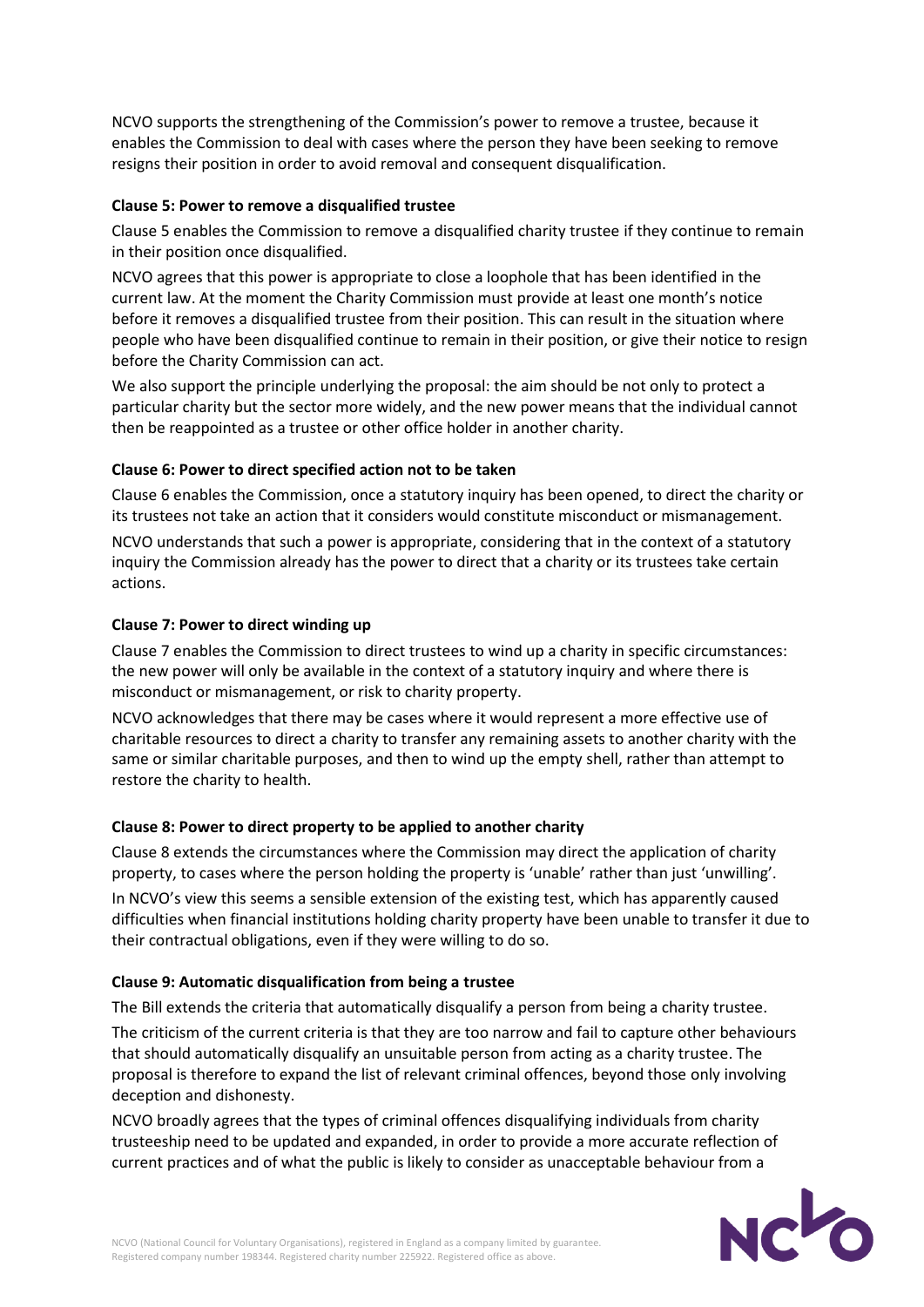NCVO supports the strengthening of the Commission's power to remove a trustee, because it enables the Commission to deal with cases where the person they have been seeking to remove resigns their position in order to avoid removal and consequent disqualification.

**Clause 5: Power to remove a disqualified trustee**

Clause 5 enables the Commission to remove a disqualified charity trustee if they continue to remain in their position once disqualified.

NCVO agrees that this power is appropriate to close a loophole that has been identified in the current law. At the moment the Charity Commission must provide at least one month's notice before it removes a disqualified trustee from their position. This can result in the situation where people who have been disqualified continue to remain in their position, or give their notice to resign before the Charity Commission can act.

We also support the principle underlying the proposal: the aim should be not only to protect a particular charity but the sector more widely, and the new power means that the individual cannot then be reappointed as a trustee or other office holder in another charity.

**Clause 6: Power to direct specified action not to be taken**

Clause 6 enables the Commission, once a statutory inquiry has been opened, to direct the charity or its trustees not take an action that it considers would constitute misconduct or mismanagement.

NCVO understands that such a power is appropriate, considering that in the context of a statutory inquiry the Commission already has the power to direct that a charity or its trustees take certain actions.

**Clause 7: Power to direct winding up**

Clause 7 enables the Commission to direct trustees to wind up a charity in specific circumstances: the new power will only be available in the context of a statutory inquiry and where there is misconduct or mismanagement, or risk to charity property.

NCVO acknowledges that there may be cases where it would represent a more effective use of charitable resources to direct a charity to transfer any remaining assets to another charity with the same or similar charitable purposes, and then to wind up the empty shell, rather than attempt to restore the charity to health.

**Clause 8: Power to direct property to be applied to another charity**

Clause 8 extends the circumstances where the Commission may direct the application of charity property, to cases where the person holding the property is 'unable' rather than just 'unwilling'.

In NCVO's view this seems a sensible extension of the existing test, which has apparently caused difficulties when financial institutions holding charity property have been unable to transfer it due to their contractual obligations, even if they were willing to do so.

**Clause 9: Automatic disqualification from being a trustee**

The Bill extends the criteria that automatically disqualify a person from being a charity trustee.

The criticism of the current criteria is that they are too narrow and fail to capture other behaviours that should automatically disqualify an unsuitable person from acting as a charity trustee. The proposal is therefore to expand the list of relevant criminal offences, beyond those only involving deception and dishonesty.

NCVO broadly agrees that the types of criminal offences disqualifying individuals from charity trusteeship need to be updated and expanded, in order to provide a more accurate reflection of current practices and of what the public is likely to consider as unacceptable behaviour from a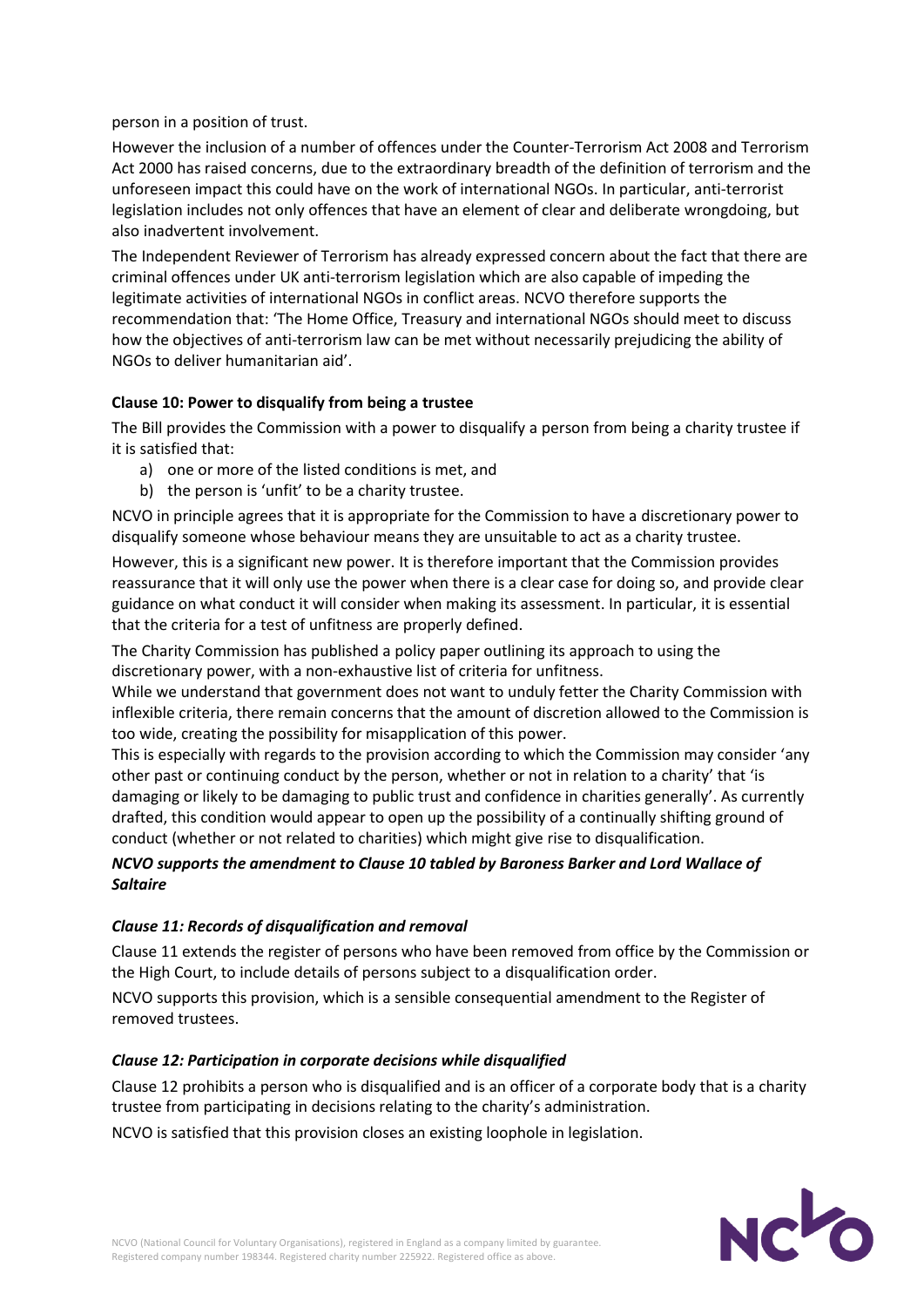person in a position of trust.

However the inclusion of a number of offences under the Counter-Terrorism Act 2008 and Terrorism Act 2000 has raised concerns, due to the extraordinary breadth of the definition of terrorism and the unforeseen impact this could have on the work of international NGOs. In particular, anti-terrorist legislation includes not only offences that have an element of clear and deliberate wrongdoing, but also inadvertent involvement.

The Independent Reviewer of Terrorism has already expressed concern about the fact that there are criminal offences under UK anti-terrorism legislation which are also capable of impeding the legitimate activities of international NGOs in conflict areas. NCVO therefore supports the recommendation that: 'The Home Office, Treasury and international NGOs should meet to discuss how the objectives of anti-terrorism law can be met without necessarily prejudicing the ability of NGOs to deliver humanitarian aid'.

**Clause 10: Power to disqualify from being a trustee**

The Bill provides the Commission with a power to disqualify a person from being a charity trustee if it is satisfied that:

a) one or more of the listed conditions is met, and
b) the person is 'unfit' to be a charity trustee.

NCVO in principle agrees that it is appropriate for the Commission to have a discretionary power to disqualify someone whose behaviour means they are unsuitable to act as a charity trustee.

However, this is a significant new power. It is therefore important that the Commission provides reassurance that it will only use the power when there is a clear case for doing so, and provide clear guidance on what conduct it will consider when making its assessment. In particular, it is essential that the criteria for a test of unfitness are properly defined.

The Charity Commission has published a policy paper outlining its approach to using the discretionary power, with a non-exhaustive list of criteria for unfitness.

While we understand that government does not want to unduly fetter the Charity Commission with inflexible criteria, there remain concerns that the amount of discretion allowed to the Commission is too wide, creating the possibility for misapplication of this power.

This is especially with regards to the provision according to which the Commission may consider 'any other past or continuing conduct by the person, whether or not in relation to a charity' that 'is damaging or likely to be damaging to public trust and confidence in charities generally'. As currently drafted, this condition would appear to open up the possibility of a continually shifting ground of conduct (whether or not related to charities) which might give rise to disqualification.

***NCVO supports the amendment to Clause 10 tabled by Baroness Barker and Lord Wallace of Saltaire***

***Clause 11: Records of disqualification and removal***

Clause 11 extends the register of persons who have been removed from office by the Commission or the High Court, to include details of persons subject to a disqualification order.

NCVO supports this provision, which is a sensible consequential amendment to the Register of removed trustees.

***Clause 12: Participation in corporate decisions while disqualified***

Clause 12 prohibits a person who is disqualified and is an officer of a corporate body that is a charity trustee from participating in decisions relating to the charity's administration.

NCVO is satisfied that this provision closes an existing loophole in legislation.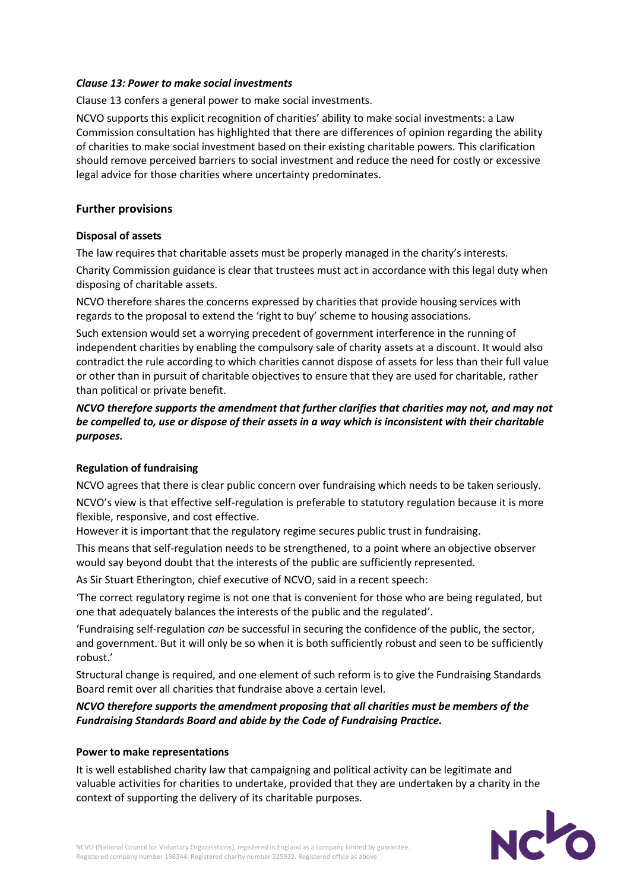### *Clause 13: Power to make social investments*

Clause 13 confers a general power to make social investments.

NCVO supports this explicit recognition of charities' ability to make social investments: a Law Commission consultation has highlighted that there are differences of opinion regarding the ability of charities to make social investment based on their existing charitable powers. This clarification should remove perceived barriers to social investment and reduce the need for costly or excessive legal advice for those charities where uncertainty predominates.

## Further provisions

### Disposal of assets

The law requires that charitable assets must be properly managed in the charity's interests.

Charity Commission guidance is clear that trustees must act in accordance with this legal duty when disposing of charitable assets.

NCVO therefore shares the concerns expressed by charities that provide housing services with regards to the proposal to extend the 'right to buy' scheme to housing associations.

Such extension would set a worrying precedent of government interference in the running of independent charities by enabling the compulsory sale of charity assets at a discount. It would also contradict the rule according to which charities cannot dispose of assets for less than their full value or other than in pursuit of charitable objectives to ensure that they are used for charitable, rather than political or private benefit.

***NCVO therefore supports the amendment that further clarifies that charities may not, and may not be compelled to, use or dispose of their assets in a way which is inconsistent with their charitable purposes.***

### Regulation of fundraising

NCVO agrees that there is clear public concern over fundraising which needs to be taken seriously.

NCVO's view is that effective self-regulation is preferable to statutory regulation because it is more flexible, responsive, and cost effective.

However it is important that the regulatory regime secures public trust in fundraising.

This means that self-regulation needs to be strengthened, to a point where an objective observer would say beyond doubt that the interests of the public are sufficiently represented.

As Sir Stuart Etherington, chief executive of NCVO, said in a recent speech:

'The correct regulatory regime is not one that is convenient for those who are being regulated, but one that adequately balances the interests of the public and the regulated'.

'Fundraising self-regulation *can* be successful in securing the confidence of the public, the sector, and government. But it will only be so when it is both sufficiently robust and seen to be sufficiently robust.'

Structural change is required, and one element of such reform is to give the Fundraising Standards Board remit over all charities that fundraise above a certain level.

***NCVO therefore supports the amendment proposing that all charities must be members of the Fundraising Standards Board and abide by the Code of Fundraising Practice.***

### Power to make representations

It is well established charity law that campaigning and political activity can be legitimate and valuable activities for charities to undertake, provided that they are undertaken by a charity in the context of supporting the delivery of its charitable purposes.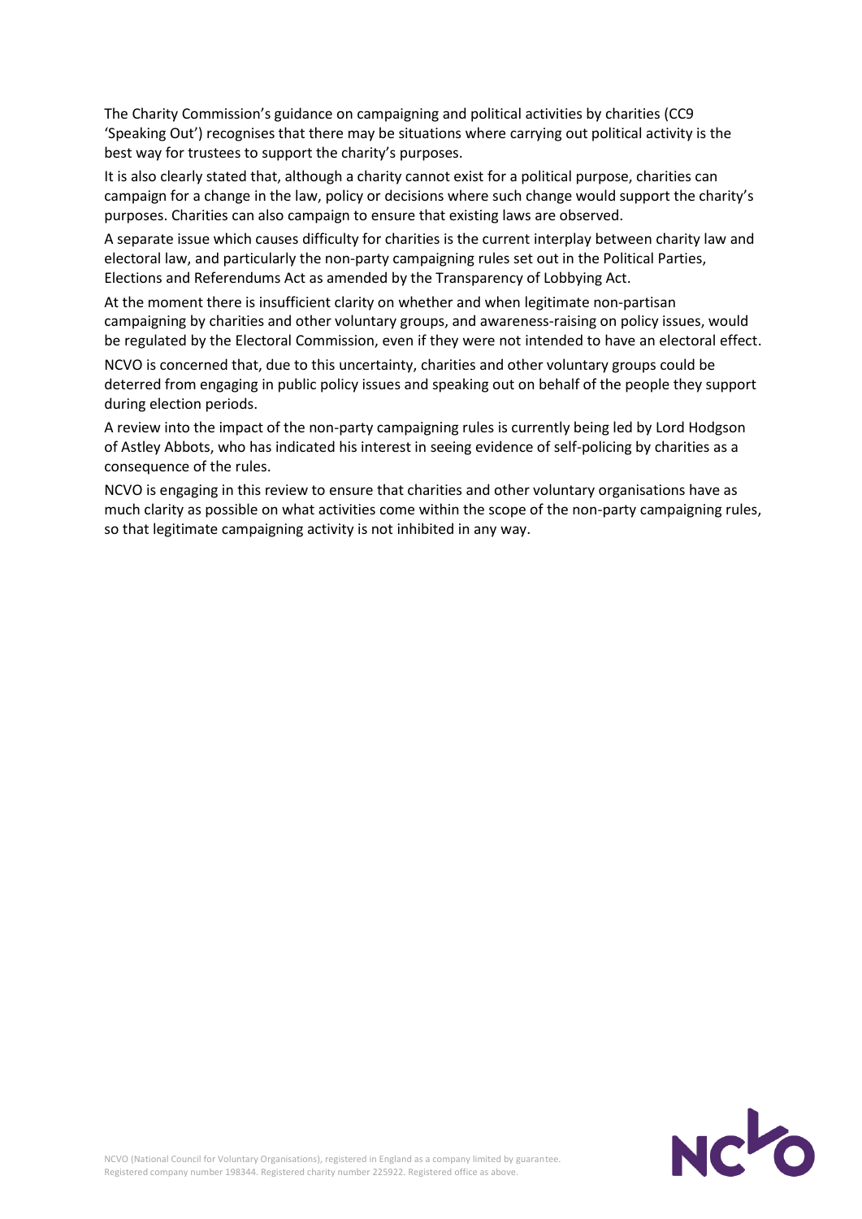The Charity Commission's guidance on campaigning and political activities by charities (CC9 'Speaking Out') recognises that there may be situations where carrying out political activity is the best way for trustees to support the charity's purposes.

It is also clearly stated that, although a charity cannot exist for a political purpose, charities can campaign for a change in the law, policy or decisions where such change would support the charity's purposes. Charities can also campaign to ensure that existing laws are observed.

A separate issue which causes difficulty for charities is the current interplay between charity law and electoral law, and particularly the non-party campaigning rules set out in the Political Parties, Elections and Referendums Act as amended by the Transparency of Lobbying Act.

At the moment there is insufficient clarity on whether and when legitimate non-partisan campaigning by charities and other voluntary groups, and awareness-raising on policy issues, would be regulated by the Electoral Commission, even if they were not intended to have an electoral effect.

NCVO is concerned that, due to this uncertainty, charities and other voluntary groups could be deterred from engaging in public policy issues and speaking out on behalf of the people they support during election periods.

A review into the impact of the non-party campaigning rules is currently being led by Lord Hodgson of Astley Abbots, who has indicated his interest in seeing evidence of self-policing by charities as a consequence of the rules.

NCVO is engaging in this review to ensure that charities and other voluntary organisations have as much clarity as possible on what activities come within the scope of the non-party campaigning rules, so that legitimate campaigning activity is not inhibited in any way.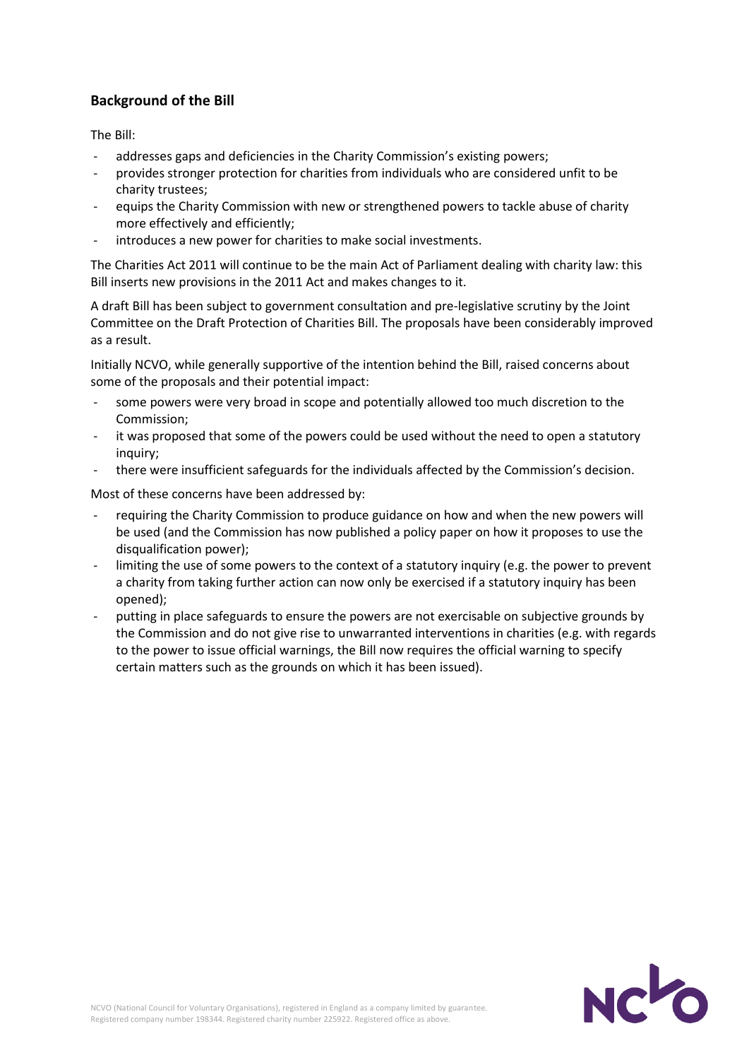## Background of the Bill

The Bill:

- addresses gaps and deficiencies in the Charity Commission's existing powers;
- provides stronger protection for charities from individuals who are considered unfit to be charity trustees;
- equips the Charity Commission with new or strengthened powers to tackle abuse of charity more effectively and efficiently;
- introduces a new power for charities to make social investments.

The Charities Act 2011 will continue to be the main Act of Parliament dealing with charity law: this Bill inserts new provisions in the 2011 Act and makes changes to it.

A draft Bill has been subject to government consultation and pre-legislative scrutiny by the Joint Committee on the Draft Protection of Charities Bill. The proposals have been considerably improved as a result.

Initially NCVO, while generally supportive of the intention behind the Bill, raised concerns about some of the proposals and their potential impact:

- some powers were very broad in scope and potentially allowed too much discretion to the Commission;
- it was proposed that some of the powers could be used without the need to open a statutory inquiry;
- there were insufficient safeguards for the individuals affected by the Commission's decision.

Most of these concerns have been addressed by:

- requiring the Charity Commission to produce guidance on how and when the new powers will be used (and the Commission has now published a policy paper on how it proposes to use the disqualification power);
- limiting the use of some powers to the context of a statutory inquiry (e.g. the power to prevent a charity from taking further action can now only be exercised if a statutory inquiry has been opened);
- putting in place safeguards to ensure the powers are not exercisable on subjective grounds by the Commission and do not give rise to unwarranted interventions in charities (e.g. with regards to the power to issue official warnings, the Bill now requires the official warning to specify certain matters such as the grounds on which it has been issued).